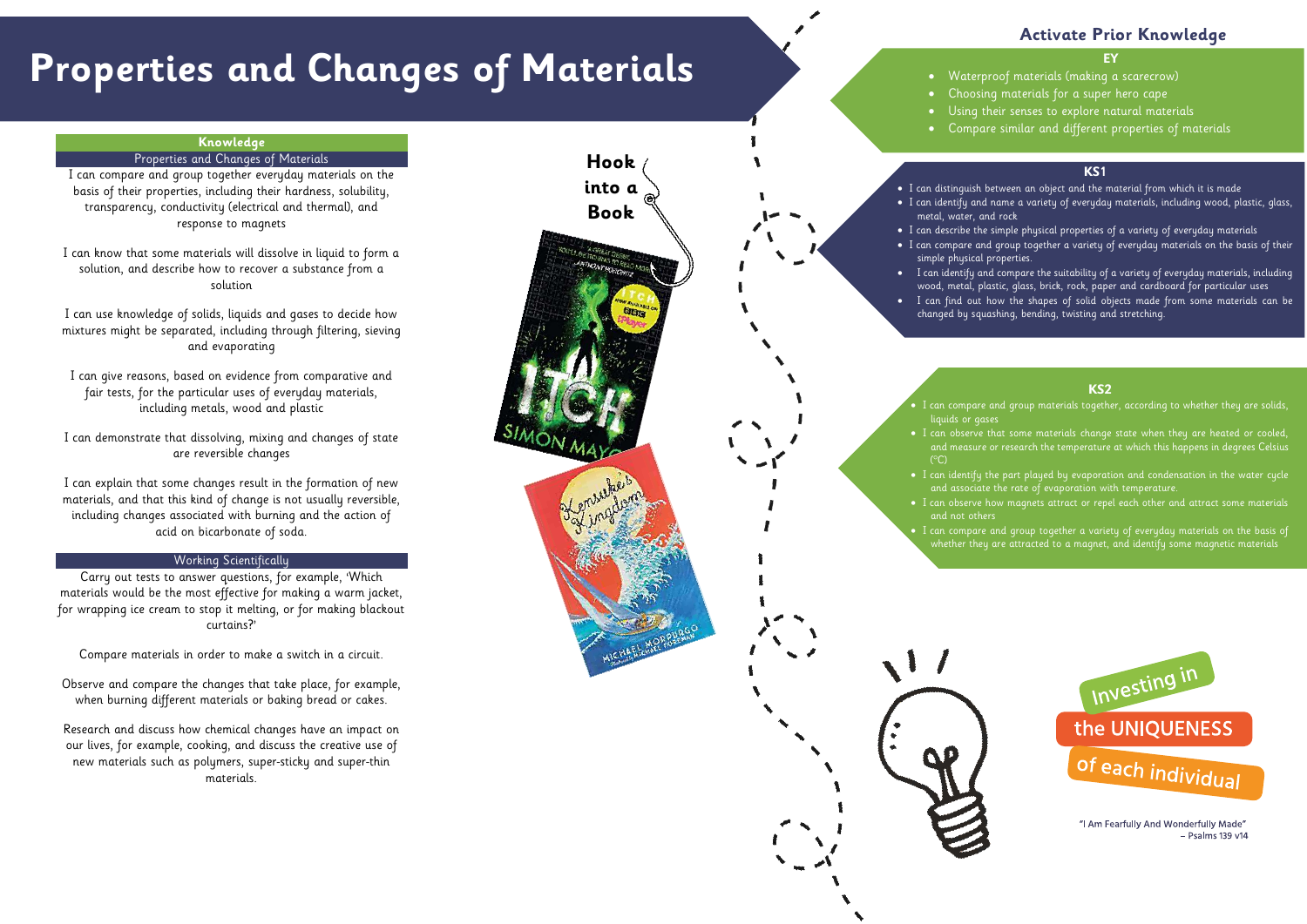# Properties and Changes of Materials

## Knowledge

### Properties and Changes of Materials

I can compare and group together everyday materials on the basis of their properties, including their hardness, solubility, transparency, conductivity (electrical and thermal), and response to magnets

I can know that some materials will dissolve in liquid to form a solution, and describe how to recover a substance from a solution

I can use knowledge of solids, liquids and gases to decide how mixtures might be separated, including through filtering, sieving and evaporating

I can give reasons, based on evidence from comparative and fair tests, for the particular uses of everyday materials, including metals, wood and plastic

I can demonstrate that dissolving, mixing and changes of state are reversible changes

I can explain that some changes result in the formation of new materials, and that this kind of change is not usually reversible, including changes associated with burning and the action of acid on bicarbonate of soda.

### Working Scientifically

Carry out tests to answer questions, for example, 'Which materials would be the most effective for making a warm jacket, for wrapping ice cream to stop it melting, or for making blackout curtains?'

Compare materials in order to make a switch in a circuit.

Observe and compare the changes that take place, for example, when burning different materials or baking bread or cakes.

Research and discuss how chemical changes have an impact on our lives, for example, cooking, and discuss the creative use of new materials such as polymers, super-sticky and super-thin materials.

## Hook into a Book

ITCH – Simon Mayo

Kensuke's Kingdom – Michael Morpurgo

## Activate Prior Knowledge

### EY

- Waterproof materials (making a scarecrow)
- Choosing materials for a super hero cape
- Using their senses to explore natural materials
- Compare similar and different properties of materials

### KS1

- I can distinguish between an object and the material from which it is made
- I can identify and name a variety of everyday materials, including wood, plastic, glass, metal, water, and rock
- I can describe the simple physical properties of a variety of everyday materials
- I can compare and group together a variety of everyday materials on the basis of their simple physical properties.
- I can identify and compare the suitability of a variety of everyday materials, including wood, metal, plastic, glass, brick, rock, paper and cardboard for particular uses
- I can find out how the shapes of solid objects made from some materials can be changed by squashing, bending, twisting and stretching.

### KS2

- I can compare and group materials together, according to whether they are solids, liquids or gases
- I can observe that some materials change state when they are heated or cooled, and measure or research the temperature at which this happens in degrees Celsius (°C)
- I can identify the part played by evaporation and condensation in the water cycle and associate the rate of evaporation with temperature.
- I can observe how magnets attract or repel each other and attract some materials and not others
- I can compare and group together a variety of everyday materials on the basis of whether they are attracted to a magnet, and identify some magnetic materials

Investing in the UNIQUENESS of each individual

"I Am Fearfully And Wonderfully Made" – Psalms 139 v14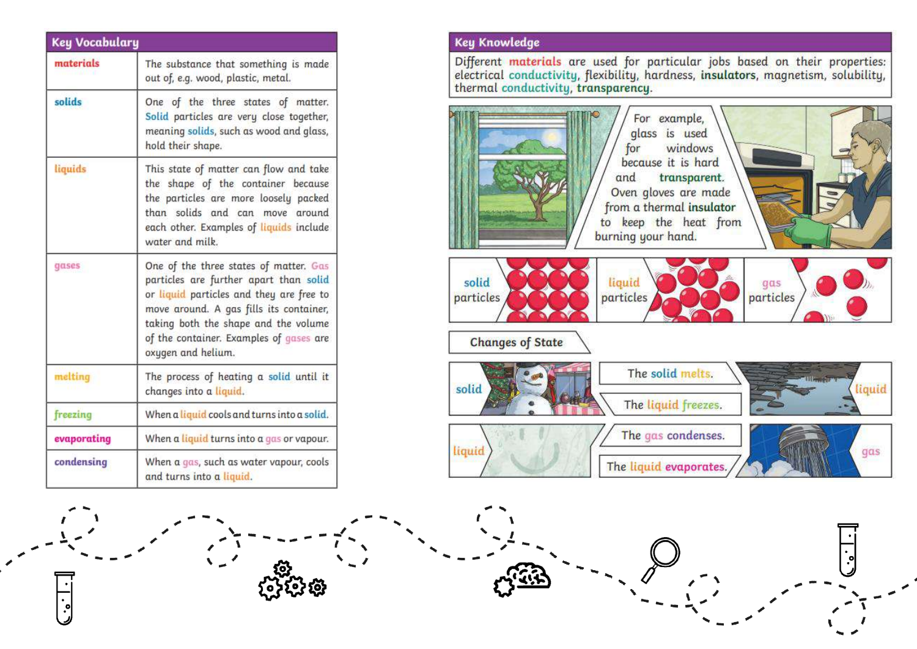## Key Vocabulary

| Key Vocabulary | |
|---|---|
| **materials** | The substance that something is made out of, e.g. wood, plastic, metal. |
| **solids** | One of the three states of matter. Solid particles are very close together, meaning solids, such as wood and glass, hold their shape. |
| **liquids** | This state of matter can flow and take the shape of the container because the particles are more loosely packed than solids and can move around each other. Examples of liquids include water and milk. |
| **gases** | One of the three states of matter. Gas particles are further apart than solid or liquid particles and they are free to move around. A gas fills its container, taking both the shape and the volume of the container. Examples of gases are oxygen and helium. |
| **melting** | The process of heating a solid until it changes into a liquid. |
| **freezing** | When a liquid cools and turns into a solid. |
| **evaporating** | When a liquid turns into a gas or vapour. |
| **condensing** | When a gas, such as water vapour, cools and turns into a liquid. |

## Key Knowledge

Different **materials** are used for particular jobs based on their properties: electrical **conductivity**, flexibility, hardness, **insulators**, magnetism, solubility, thermal **conductivity**, **transparency**.

For example, glass is used for windows because it is hard and **transparent**. Oven gloves are made from a thermal **insulator** to keep the heat from burning your hand.

solid particles

liquid particles

gas particles

### Changes of State

solid — The solid melts. — liquid

The liquid freezes.

liquid — The gas condenses. — gas

The liquid evaporates.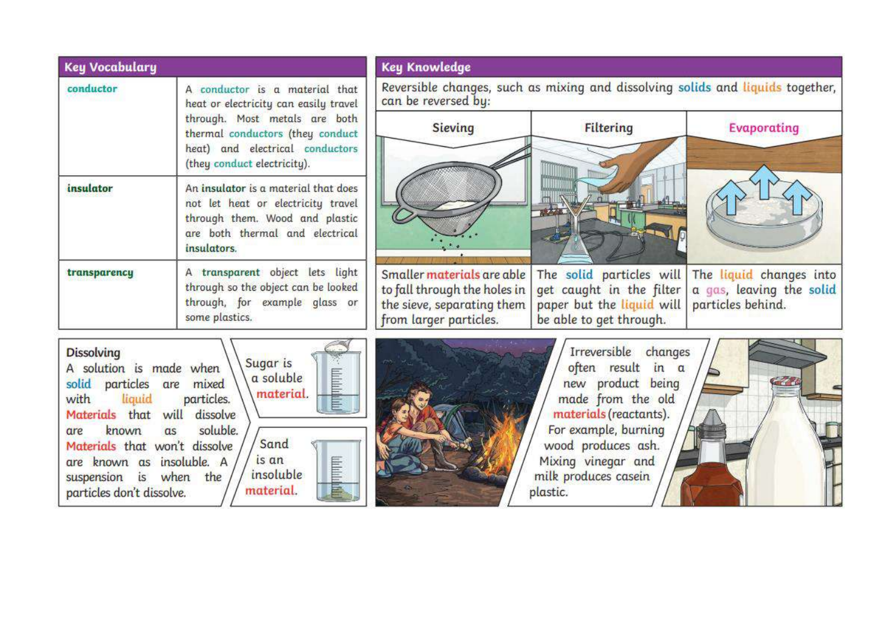## Key Vocabulary

| | |
|---|---|
| **conductor** | A conductor is a material that heat or electricity can easily travel through. Most metals are both thermal conductors (they conduct heat) and electrical conductors (they conduct electricity). |
| **insulator** | An **insulator** is a material that does not let heat or electricity travel through them. Wood and plastic are both thermal and electrical **insulators**. |
| **transparency** | A **transparent** object lets light through so the object can be looked through, for example glass or some plastics. |

## Key Knowledge

Reversible changes, such as mixing and dissolving solids and liquids together, can be reversed by:

| Sieving | Filtering | Evaporating |
|---|---|---|
| Smaller materials are able to fall through the holes in the sieve, separating them from larger particles. | The solid particles will get caught in the filter paper but the liquid will be able to get through. | The liquid changes into a gas, leaving the solid particles behind. |

### Dissolving

A solution is made when solid particles are mixed with liquid particles. Materials that will dissolve are known as soluble. Materials that won't dissolve are known as insoluble. A suspension is when the particles don't dissolve.

Sugar is a soluble material.

Sand is an insoluble material.

Irreversible changes often result in a new product being made from the old materials (reactants). For example, burning wood produces ash. Mixing vinegar and milk produces casein plastic.